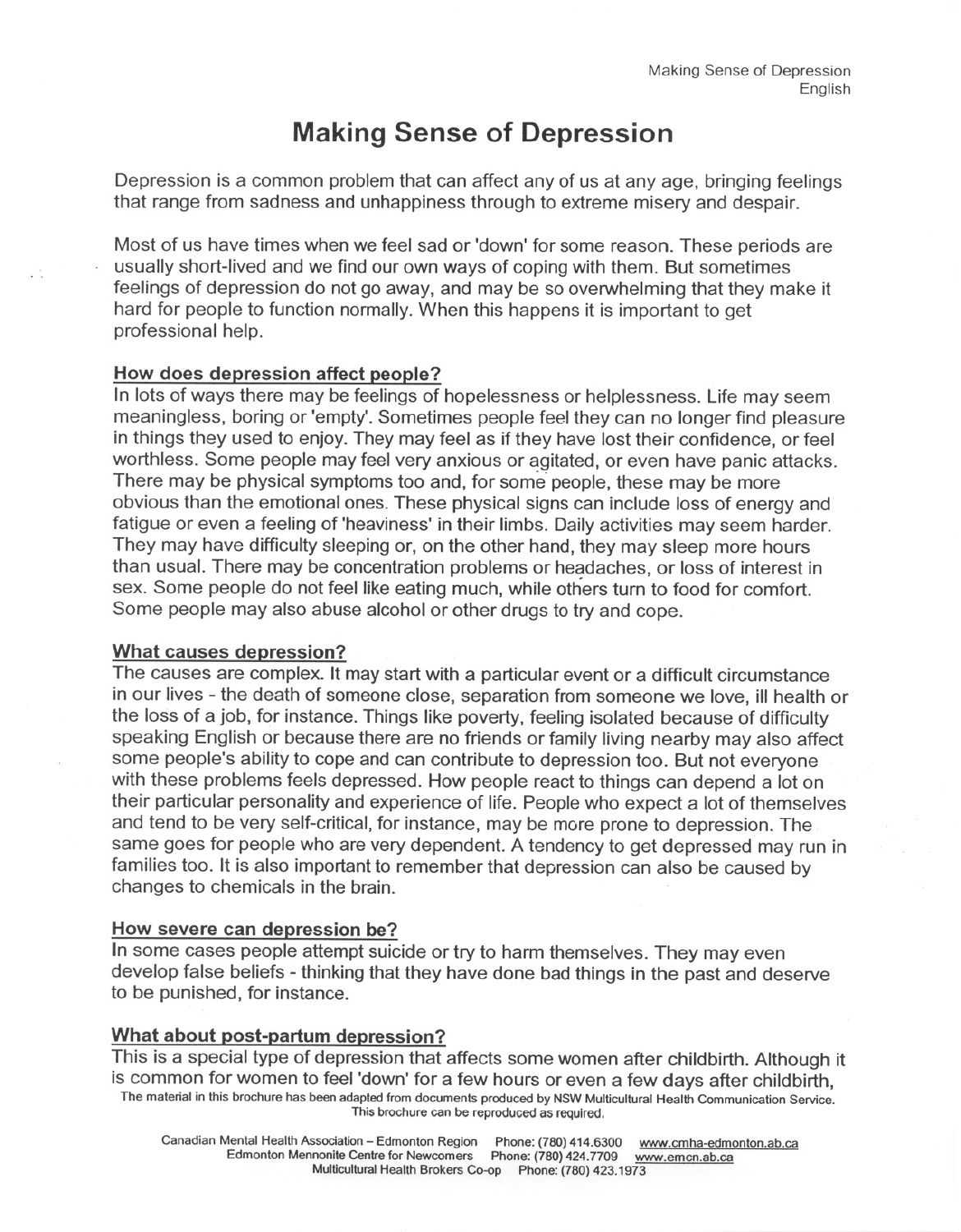# Making Sense of Depression

Depression is a common problem that can affect any of us at any age, bringing feelings that range from sadness and unhappiness through to extreme misery and despair.

Most of us have times when we feel sad or 'down' for some reason. These periods are usually short-lived and we find our own ways of coping with them. But sometimes feelings of depression do not go away, and may be so overwhelming that they make it hard for people to function normally. When this happens it is important to get professional help.

## How does depression affect people?

In lots of ways there may be feelings of hopelessness or helplessness. Life may seem meaningless, boring or 'empty'. Sometimes people feel they can no longer find pleasure in things they used to enjoy. They may feel as if they have lost their confidence, or feel worthless. Some people may feel very anxious or agitated, or even have panic attacks. There may be physical symptoms too and, for some people, these may be more obvious than the emotional ones. These physical signs can include loss of energy and fatigue or even a feeling of 'heaviness' in their limbs. Daily activities may seem harder. They may have difficulty sleeping or, on the other hand, they may sleep more hours than usual. There may be concentration problems or headaches, or loss of interest in sex. Some people do not feel like eating much, while others turn to food for comfort. Some people may also abuse alcohol or other drugs to try and cope.

## What causes depression?

The causes are complex. It may start with a particular event or a difficult circumstance in our lives - the death of someone close, separation from someone we love, ill health or the loss of a job, for instance. Things like poverty, feeling isolated because of difficulty speaking English or because there are no friends or family living nearby may also affect some people's ability to cope and can contribute to depression too. But not everyone with these problems feels depressed. How people react to things can depend a lot on their particular personality and experience of life. People who expect a lot of themselves and tend to be very self-critical, for instance, may be more prone to depression. The same goes for people who are very dependent. A tendency to get depressed may run in families too. It is also important to remember that depression can also be caused by changes to chemicals in the brain.

## How severe can depression be?

In some cases people attempt suicide or try to harm themselves. They may even develop false beliefs - thinking that they have done bad things in the past and deserve to be punished, for instance.

## What about post-partum depression?

This is a special type of depression that affects some women after childbirth. Although it is common for women to feel 'down' for a few hours or even a few days after childbirth,

The material in this brochure has been adapted from documents produced by NSW Multicultural Health Communication Service. This brochure can be reproduced as required.

Canadian Mental Health Association – Edmonton Region Phone: (780) 414.6300 www.cmha-edmonton.ab.ca
Edmonton Mennonite Centre for Newcomers Phone: (780) 424.7709 www.emcn.ab.ca
Multicultural Health Brokers Co-op Phone: (780) 423.1973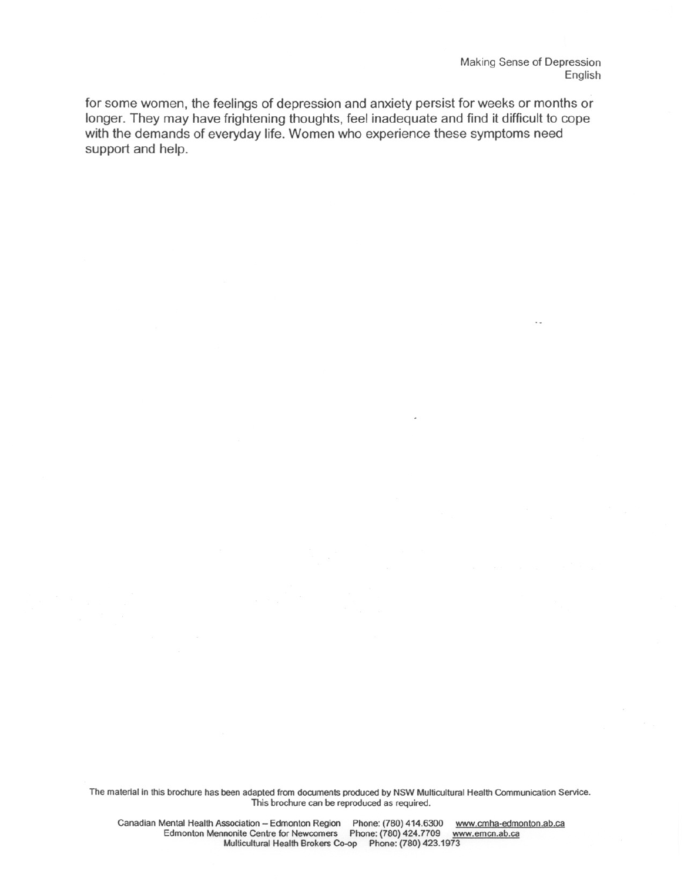for some women, the feelings of depression and anxiety persist for weeks or months or longer. They may have frightening thoughts, feel inadequate and find it difficult to cope with the demands of everyday life. Women who experience these symptoms need support and help.

The material in this brochure has been adapted from documents produced by NSW Multicultural Health Communication Service. This brochure can be reproduced as required.

Canadian Mental Health Association – Edmonton Region Phone: (780) 414.6300 www.cmha-edmonton.ab.ca
Edmonton Mennonite Centre for Newcomers Phone: (780) 424.7709 www.emcn.ab.ca
Multicultural Health Brokers Co-op Phone: (780) 423.1973